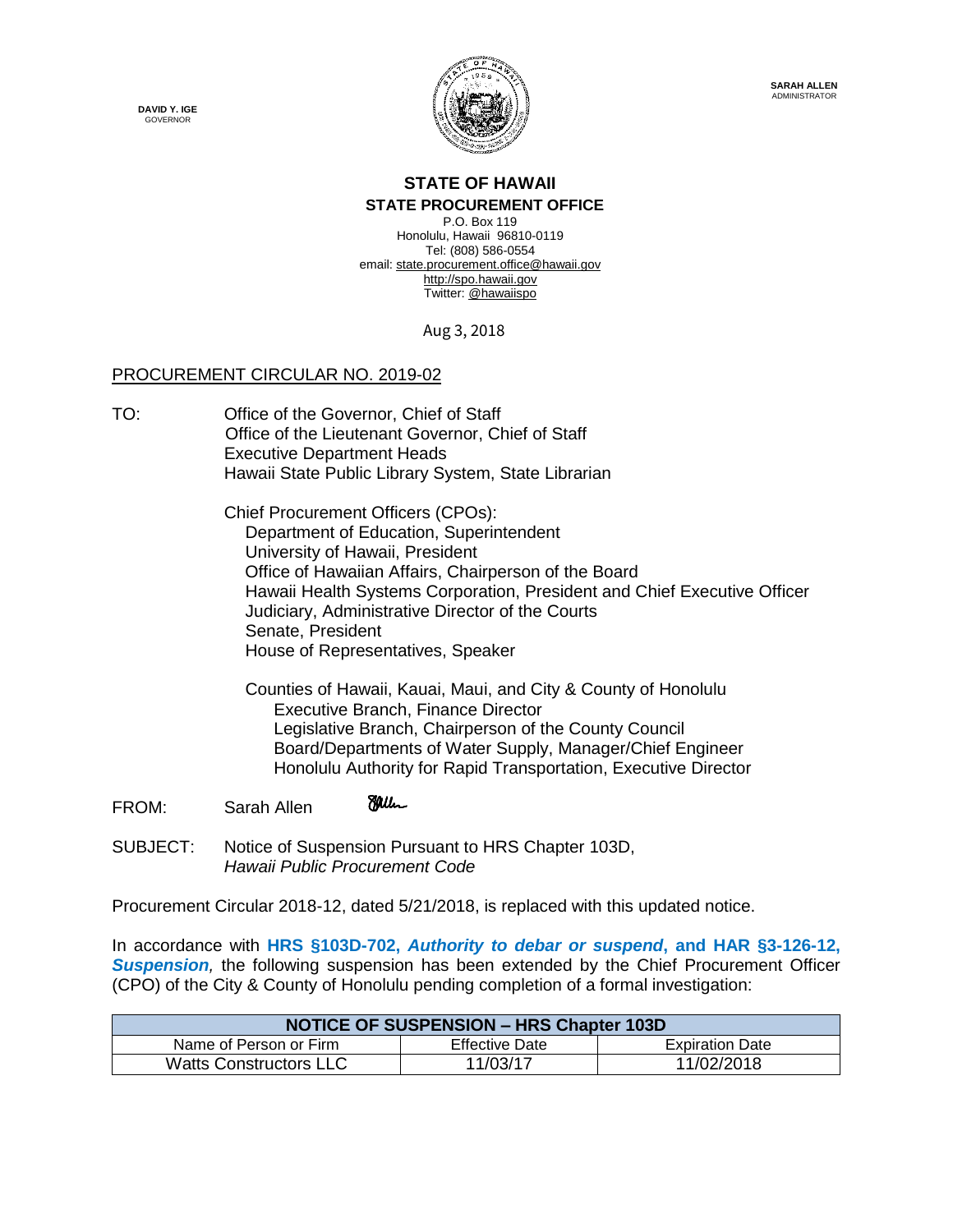**DAVID Y. IGE**
GOVERNOR

**SARAH ALLEN**
ADMINISTRATOR

# STATE OF HAWAII
## STATE PROCUREMENT OFFICE

P.O. Box 119
Honolulu, Hawaii 96810-0119
Tel: (808) 586-0554
email: state.procurement.office@hawaii.gov
http://spo.hawaii.gov
Twitter: @hawaiispo

Aug 3, 2018

PROCUREMENT CIRCULAR NO. 2019-02

TO: Office of the Governor, Chief of Staff
Office of the Lieutenant Governor, Chief of Staff
Executive Department Heads
Hawaii State Public Library System, State Librarian

Chief Procurement Officers (CPOs):
Department of Education, Superintendent
University of Hawaii, President
Office of Hawaiian Affairs, Chairperson of the Board
Hawaii Health Systems Corporation, President and Chief Executive Officer
Judiciary, Administrative Director of the Courts
Senate, President
House of Representatives, Speaker

Counties of Hawaii, Kauai, Maui, and City & County of Honolulu
Executive Branch, Finance Director
Legislative Branch, Chairperson of the County Council
Board/Departments of Water Supply, Manager/Chief Engineer
Honolulu Authority for Rapid Transportation, Executive Director

FROM: Sarah Allen

SUBJECT: Notice of Suspension Pursuant to HRS Chapter 103D, *Hawaii Public Procurement Code*

Procurement Circular 2018-12, dated 5/21/2018, is replaced with this updated notice.

In accordance with **HRS §103D-702, *Authority to debar or suspend*, and HAR §3-126-12, *Suspension*,** the following suspension has been extended by the Chief Procurement Officer (CPO) of the City & County of Honolulu pending completion of a formal investigation:

| NOTICE OF SUSPENSION – HRS Chapter 103D | | |
|---|---|---|
| Name of Person or Firm | Effective Date | Expiration Date |
| Watts Constructors LLC | 11/03/17 | 11/02/2018 |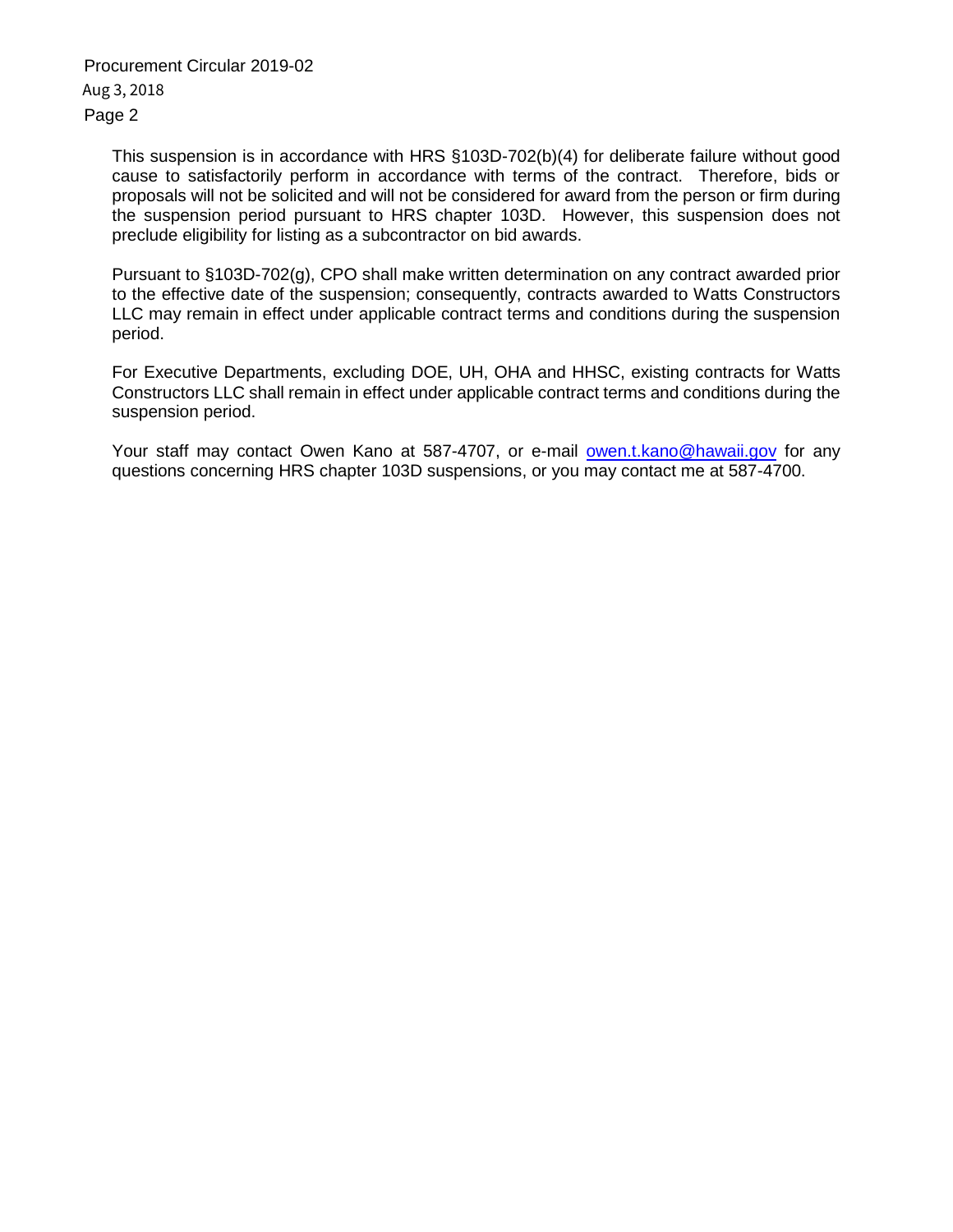This suspension is in accordance with HRS §103D-702(b)(4) for deliberate failure without good cause to satisfactorily perform in accordance with terms of the contract. Therefore, bids or proposals will not be solicited and will not be considered for award from the person or firm during the suspension period pursuant to HRS chapter 103D. However, this suspension does not preclude eligibility for listing as a subcontractor on bid awards.

Pursuant to §103D-702(g), CPO shall make written determination on any contract awarded prior to the effective date of the suspension; consequently, contracts awarded to Watts Constructors LLC may remain in effect under applicable contract terms and conditions during the suspension period.

For Executive Departments, excluding DOE, UH, OHA and HHSC, existing contracts for Watts Constructors LLC shall remain in effect under applicable contract terms and conditions during the suspension period.

Your staff may contact Owen Kano at 587-4707, or e-mail owen.t.kano@hawaii.gov for any questions concerning HRS chapter 103D suspensions, or you may contact me at 587-4700.